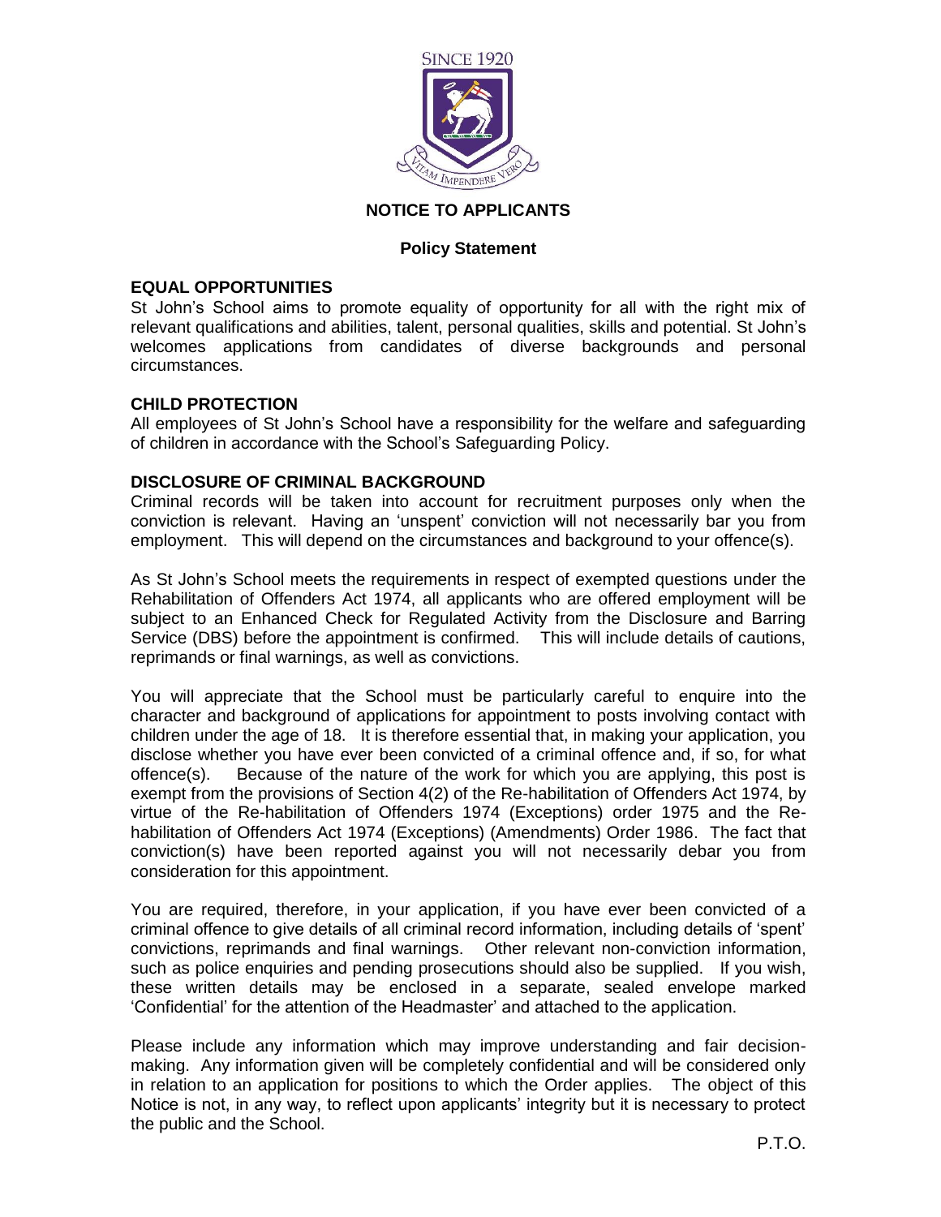SINCE 1920

VITAM IMPENDERE VERO

# NOTICE TO APPLICANTS

## Policy Statement

### EQUAL OPPORTUNITIES

St John's School aims to promote equality of opportunity for all with the right mix of relevant qualifications and abilities, talent, personal qualities, skills and potential. St John's welcomes applications from candidates of diverse backgrounds and personal circumstances.

### CHILD PROTECTION

All employees of St John's School have a responsibility for the welfare and safeguarding of children in accordance with the School's Safeguarding Policy.

### DISCLOSURE OF CRIMINAL BACKGROUND

Criminal records will be taken into account for recruitment purposes only when the conviction is relevant. Having an 'unspent' conviction will not necessarily bar you from employment. This will depend on the circumstances and background to your offence(s).

As St John's School meets the requirements in respect of exempted questions under the Rehabilitation of Offenders Act 1974, all applicants who are offered employment will be subject to an Enhanced Check for Regulated Activity from the Disclosure and Barring Service (DBS) before the appointment is confirmed. This will include details of cautions, reprimands or final warnings, as well as convictions.

You will appreciate that the School must be particularly careful to enquire into the character and background of applications for appointment to posts involving contact with children under the age of 18. It is therefore essential that, in making your application, you disclose whether you have ever been convicted of a criminal offence and, if so, for what offence(s). Because of the nature of the work for which you are applying, this post is exempt from the provisions of Section 4(2) of the Re-habilitation of Offenders Act 1974, by virtue of the Re-habilitation of Offenders 1974 (Exceptions) order 1975 and the Re-habilitation of Offenders Act 1974 (Exceptions) (Amendments) Order 1986. The fact that conviction(s) have been reported against you will not necessarily debar you from consideration for this appointment.

You are required, therefore, in your application, if you have ever been convicted of a criminal offence to give details of all criminal record information, including details of 'spent' convictions, reprimands and final warnings. Other relevant non-conviction information, such as police enquiries and pending prosecutions should also be supplied. If you wish, these written details may be enclosed in a separate, sealed envelope marked 'Confidential' for the attention of the Headmaster' and attached to the application.

Please include any information which may improve understanding and fair decision-making. Any information given will be completely confidential and will be considered only in relation to an application for positions to which the Order applies. The object of this Notice is not, in any way, to reflect upon applicants' integrity but it is necessary to protect the public and the School.

P.T.O.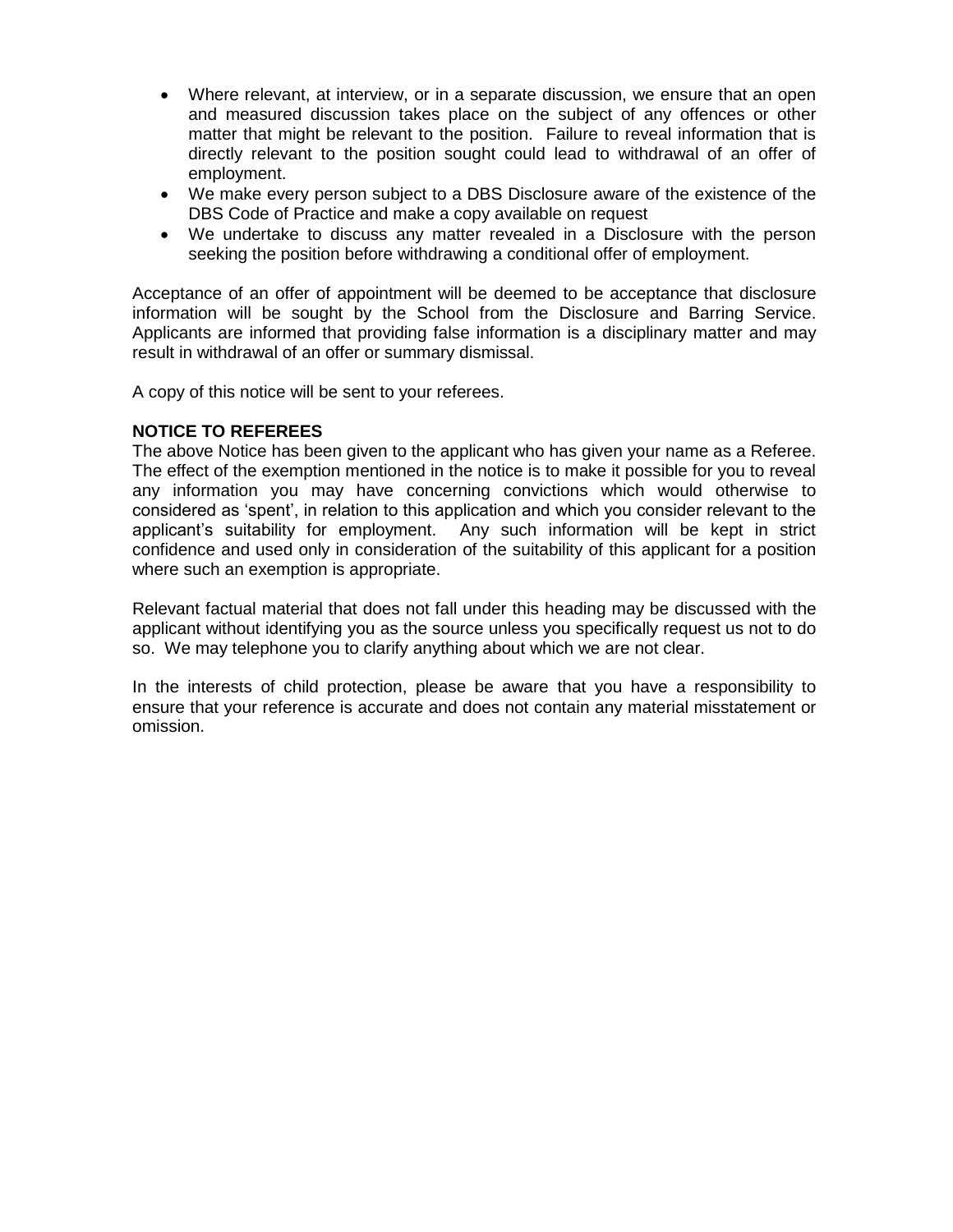- Where relevant, at interview, or in a separate discussion, we ensure that an open and measured discussion takes place on the subject of any offences or other matter that might be relevant to the position. Failure to reveal information that is directly relevant to the position sought could lead to withdrawal of an offer of employment.
- We make every person subject to a DBS Disclosure aware of the existence of the DBS Code of Practice and make a copy available on request
- We undertake to discuss any matter revealed in a Disclosure with the person seeking the position before withdrawing a conditional offer of employment.

Acceptance of an offer of appointment will be deemed to be acceptance that disclosure information will be sought by the School from the Disclosure and Barring Service. Applicants are informed that providing false information is a disciplinary matter and may result in withdrawal of an offer or summary dismissal.

A copy of this notice will be sent to your referees.

**NOTICE TO REFEREES**

The above Notice has been given to the applicant who has given your name as a Referee. The effect of the exemption mentioned in the notice is to make it possible for you to reveal any information you may have concerning convictions which would otherwise to considered as 'spent', in relation to this application and which you consider relevant to the applicant's suitability for employment. Any such information will be kept in strict confidence and used only in consideration of the suitability of this applicant for a position where such an exemption is appropriate.

Relevant factual material that does not fall under this heading may be discussed with the applicant without identifying you as the source unless you specifically request us not to do so. We may telephone you to clarify anything about which we are not clear.

In the interests of child protection, please be aware that you have a responsibility to ensure that your reference is accurate and does not contain any material misstatement or omission.